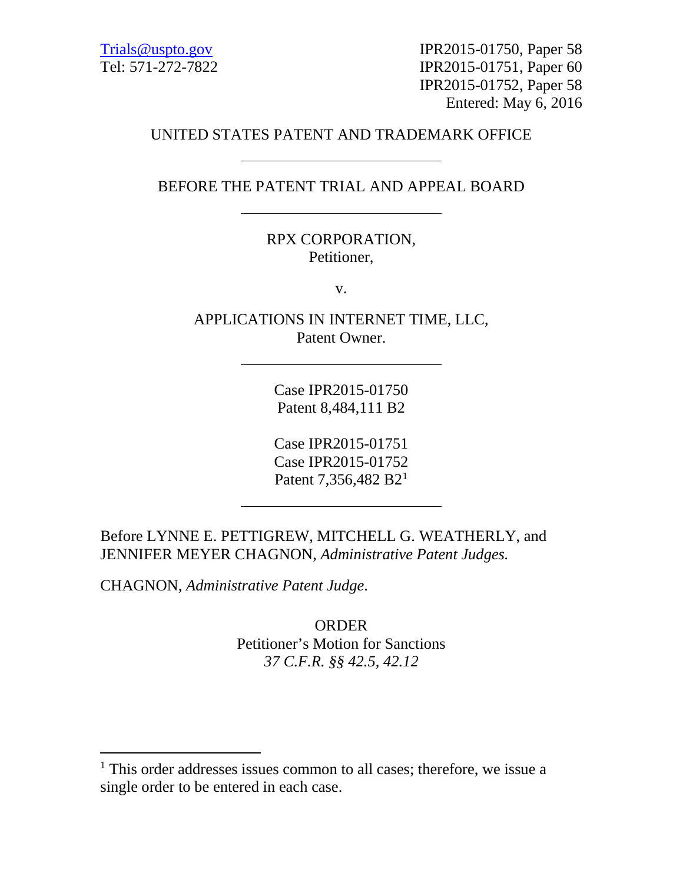Trials@uspto.gov
Tel: 571-272-7822

IPR2015-01750, Paper 58
IPR2015-01751, Paper 60
IPR2015-01752, Paper 58
Entered: May 6, 2016

UNITED STATES PATENT AND TRADEMARK OFFICE

---

BEFORE THE PATENT TRIAL AND APPEAL BOARD

---

RPX CORPORATION,
Petitioner,

v.

APPLICATIONS IN INTERNET TIME, LLC,
Patent Owner.

---

Case IPR2015-01750
Patent 8,484,111 B2

Case IPR2015-01751
Case IPR2015-01752
Patent 7,356,482 B2[1]

---

Before LYNNE E. PETTIGREW, MITCHELL G. WEATHERLY, and JENNIFER MEYER CHAGNON, *Administrative Patent Judges.*

CHAGNON, *Administrative Patent Judge*.

ORDER
Petitioner's Motion for Sanctions
*37 C.F.R. §§ 42.5, 42.12*

---

[1] This order addresses issues common to all cases; therefore, we issue a single order to be entered in each case.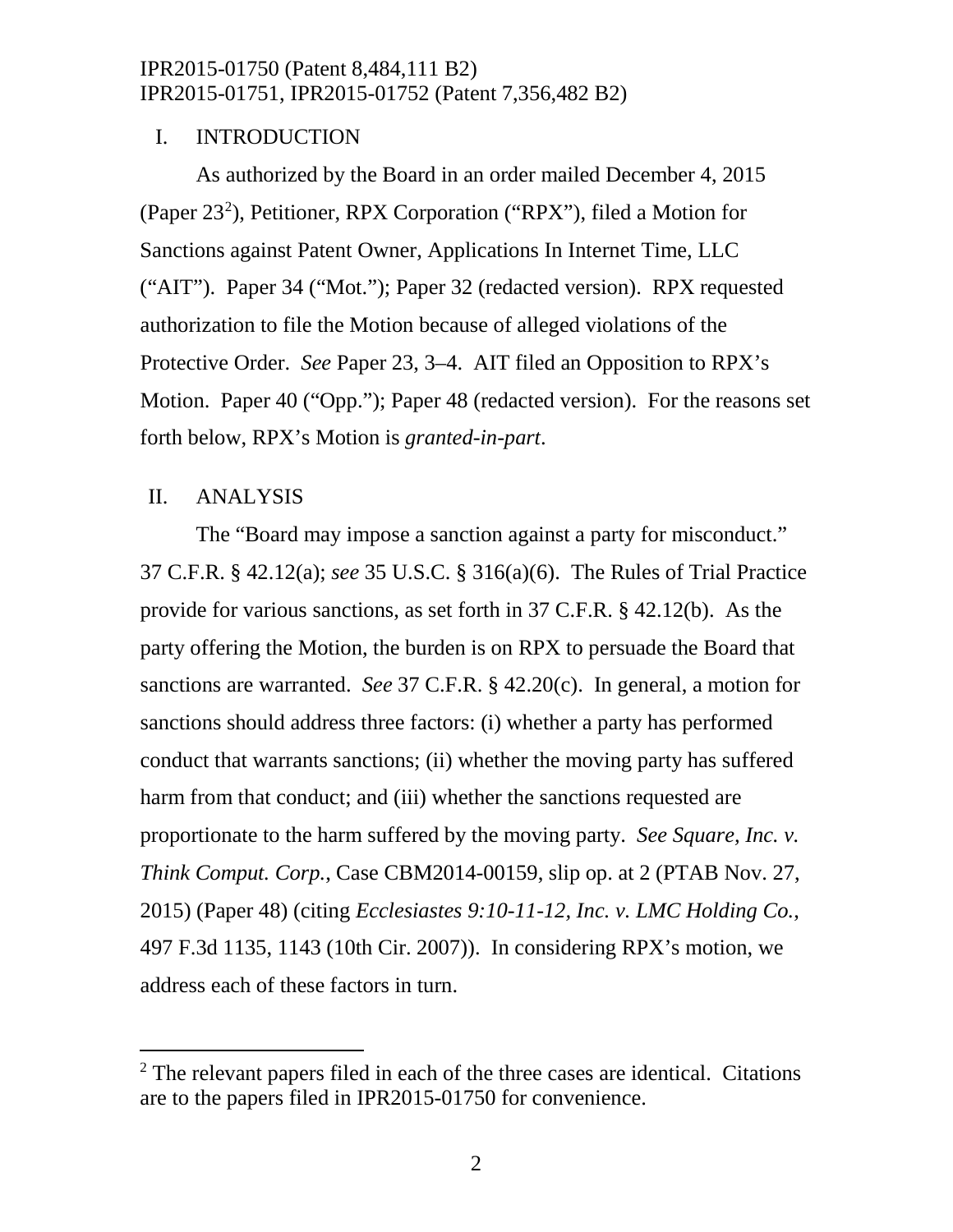## I. INTRODUCTION

As authorized by the Board in an order mailed December 4, 2015 (Paper 23[2]), Petitioner, RPX Corporation ("RPX"), filed a Motion for Sanctions against Patent Owner, Applications In Internet Time, LLC ("AIT"). Paper 34 ("Mot."); Paper 32 (redacted version). RPX requested authorization to file the Motion because of alleged violations of the Protective Order. *See* Paper 23, 3–4. AIT filed an Opposition to RPX's Motion. Paper 40 ("Opp."); Paper 48 (redacted version). For the reasons set forth below, RPX's Motion is *granted-in-part*.

## II. ANALYSIS

The "Board may impose a sanction against a party for misconduct." 37 C.F.R. § 42.12(a); *see* 35 U.S.C. § 316(a)(6). The Rules of Trial Practice provide for various sanctions, as set forth in 37 C.F.R. § 42.12(b). As the party offering the Motion, the burden is on RPX to persuade the Board that sanctions are warranted. *See* 37 C.F.R. § 42.20(c). In general, a motion for sanctions should address three factors: (i) whether a party has performed conduct that warrants sanctions; (ii) whether the moving party has suffered harm from that conduct; and (iii) whether the sanctions requested are proportionate to the harm suffered by the moving party. *See Square, Inc. v. Think Comput. Corp.*, Case CBM2014-00159, slip op. at 2 (PTAB Nov. 27, 2015) (Paper 48) (citing *Ecclesiastes 9:10-11-12, Inc. v. LMC Holding Co.*, 497 F.3d 1135, 1143 (10th Cir. 2007)). In considering RPX's motion, we address each of these factors in turn.

---

[2] The relevant papers filed in each of the three cases are identical. Citations are to the papers filed in IPR2015-01750 for convenience.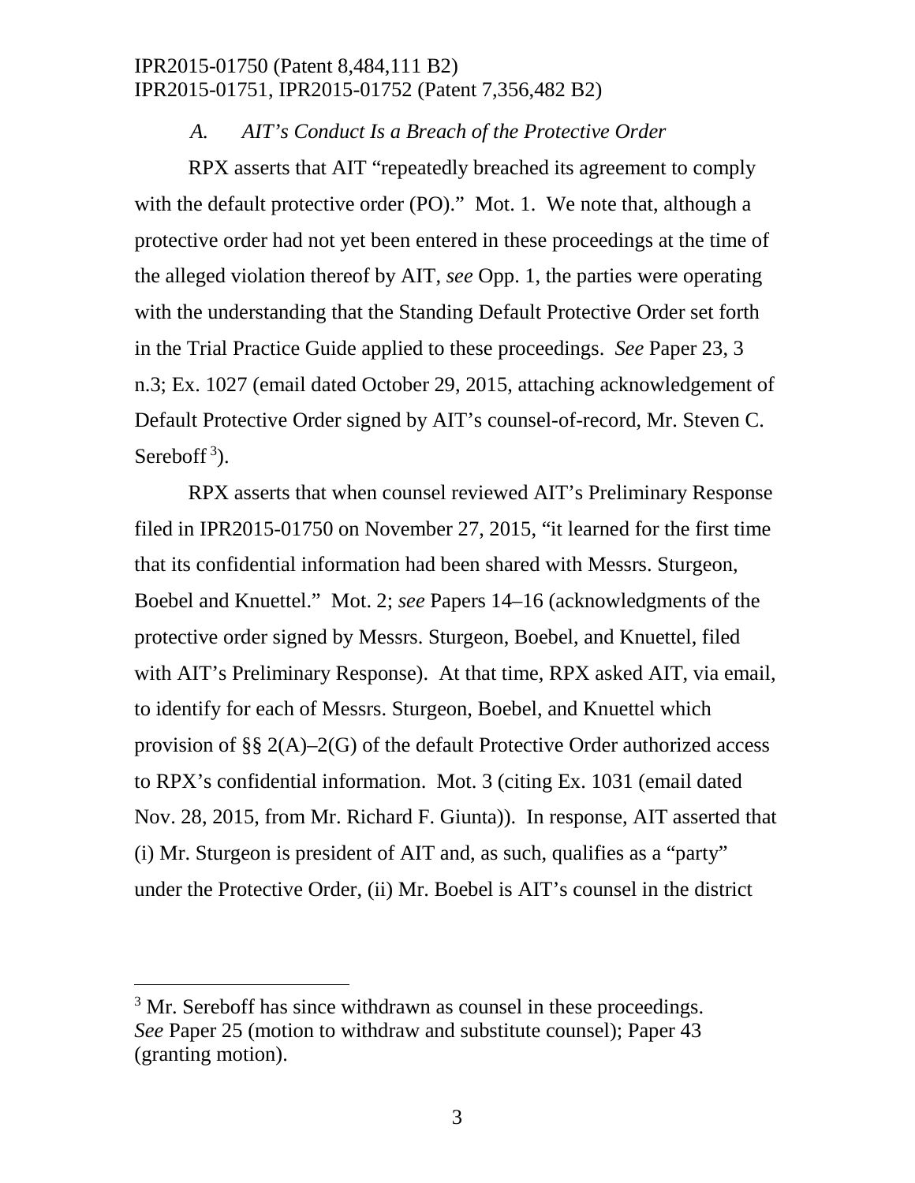### *A. AIT's Conduct Is a Breach of the Protective Order*

RPX asserts that AIT "repeatedly breached its agreement to comply with the default protective order (PO)." Mot. 1. We note that, although a protective order had not yet been entered in these proceedings at the time of the alleged violation thereof by AIT, *see* Opp. 1, the parties were operating with the understanding that the Standing Default Protective Order set forth in the Trial Practice Guide applied to these proceedings. *See* Paper 23, 3 n.3; Ex. 1027 (email dated October 29, 2015, attaching acknowledgement of Default Protective Order signed by AIT's counsel-of-record, Mr. Steven C. Sereboff [3]).

RPX asserts that when counsel reviewed AIT's Preliminary Response filed in IPR2015-01750 on November 27, 2015, "it learned for the first time that its confidential information had been shared with Messrs. Sturgeon, Boebel and Knuettel." Mot. 2; *see* Papers 14–16 (acknowledgments of the protective order signed by Messrs. Sturgeon, Boebel, and Knuettel, filed with AIT's Preliminary Response). At that time, RPX asked AIT, via email, to identify for each of Messrs. Sturgeon, Boebel, and Knuettel which provision of §§ 2(A)–2(G) of the default Protective Order authorized access to RPX's confidential information. Mot. 3 (citing Ex. 1031 (email dated Nov. 28, 2015, from Mr. Richard F. Giunta)). In response, AIT asserted that (i) Mr. Sturgeon is president of AIT and, as such, qualifies as a "party" under the Protective Order, (ii) Mr. Boebel is AIT's counsel in the district

[3] Mr. Sereboff has since withdrawn as counsel in these proceedings. *See* Paper 25 (motion to withdraw and substitute counsel); Paper 43 (granting motion).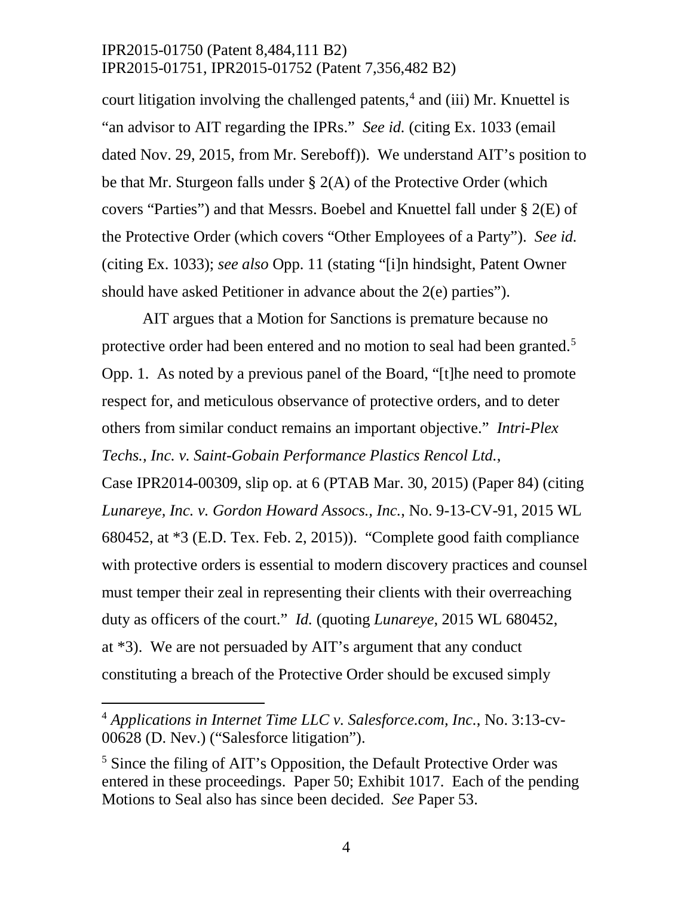court litigation involving the challenged patents,[4] and (iii) Mr. Knuettel is "an advisor to AIT regarding the IPRs." *See id.* (citing Ex. 1033 (email dated Nov. 29, 2015, from Mr. Sereboff)). We understand AIT's position to be that Mr. Sturgeon falls under § 2(A) of the Protective Order (which covers "Parties") and that Messrs. Boebel and Knuettel fall under § 2(E) of the Protective Order (which covers "Other Employees of a Party"). *See id.* (citing Ex. 1033); *see also* Opp. 11 (stating "[i]n hindsight, Patent Owner should have asked Petitioner in advance about the 2(e) parties").

AIT argues that a Motion for Sanctions is premature because no protective order had been entered and no motion to seal had been granted.[5] Opp. 1. As noted by a previous panel of the Board, "[t]he need to promote respect for, and meticulous observance of protective orders, and to deter others from similar conduct remains an important objective." *Intri-Plex Techs., Inc. v. Saint-Gobain Performance Plastics Rencol Ltd.*, Case IPR2014-00309, slip op. at 6 (PTAB Mar. 30, 2015) (Paper 84) (citing *Lunareye, Inc. v. Gordon Howard Assocs., Inc.*, No. 9-13-CV-91, 2015 WL 680452, at *3 (E.D. Tex. Feb. 2, 2015)). "Complete good faith compliance with protective orders is essential to modern discovery practices and counsel must temper their zeal in representing their clients with their overreaching duty as officers of the court." *Id.* (quoting *Lunareye*, 2015 WL 680452, at *3). We are not persuaded by AIT's argument that any conduct constituting a breach of the Protective Order should be excused simply

---

[4] *Applications in Internet Time LLC v. Salesforce.com, Inc.*, No. 3:13-cv-00628 (D. Nev.) ("Salesforce litigation").

[5] Since the filing of AIT's Opposition, the Default Protective Order was entered in these proceedings. Paper 50; Exhibit 1017. Each of the pending Motions to Seal also has since been decided. *See* Paper 53.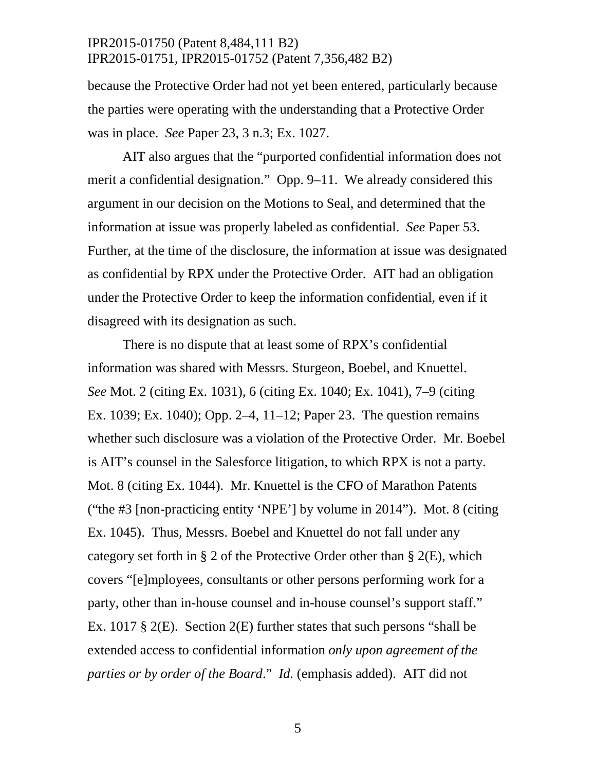because the Protective Order had not yet been entered, particularly because the parties were operating with the understanding that a Protective Order was in place. *See* Paper 23, 3 n.3; Ex. 1027.

AIT also argues that the "purported confidential information does not merit a confidential designation." Opp. 9–11. We already considered this argument in our decision on the Motions to Seal, and determined that the information at issue was properly labeled as confidential. *See* Paper 53. Further, at the time of the disclosure, the information at issue was designated as confidential by RPX under the Protective Order. AIT had an obligation under the Protective Order to keep the information confidential, even if it disagreed with its designation as such.

There is no dispute that at least some of RPX's confidential information was shared with Messrs. Sturgeon, Boebel, and Knuettel. *See* Mot. 2 (citing Ex. 1031), 6 (citing Ex. 1040; Ex. 1041), 7–9 (citing Ex. 1039; Ex. 1040); Opp. 2–4, 11–12; Paper 23. The question remains whether such disclosure was a violation of the Protective Order. Mr. Boebel is AIT's counsel in the Salesforce litigation, to which RPX is not a party. Mot. 8 (citing Ex. 1044). Mr. Knuettel is the CFO of Marathon Patents ("the #3 [non-practicing entity 'NPE'] by volume in 2014"). Mot. 8 (citing Ex. 1045). Thus, Messrs. Boebel and Knuettel do not fall under any category set forth in § 2 of the Protective Order other than § 2(E), which covers "[e]mployees, consultants or other persons performing work for a party, other than in-house counsel and in-house counsel's support staff." Ex. 1017 § 2(E). Section 2(E) further states that such persons "shall be extended access to confidential information *only upon agreement of the parties or by order of the Board*." *Id.* (emphasis added). AIT did not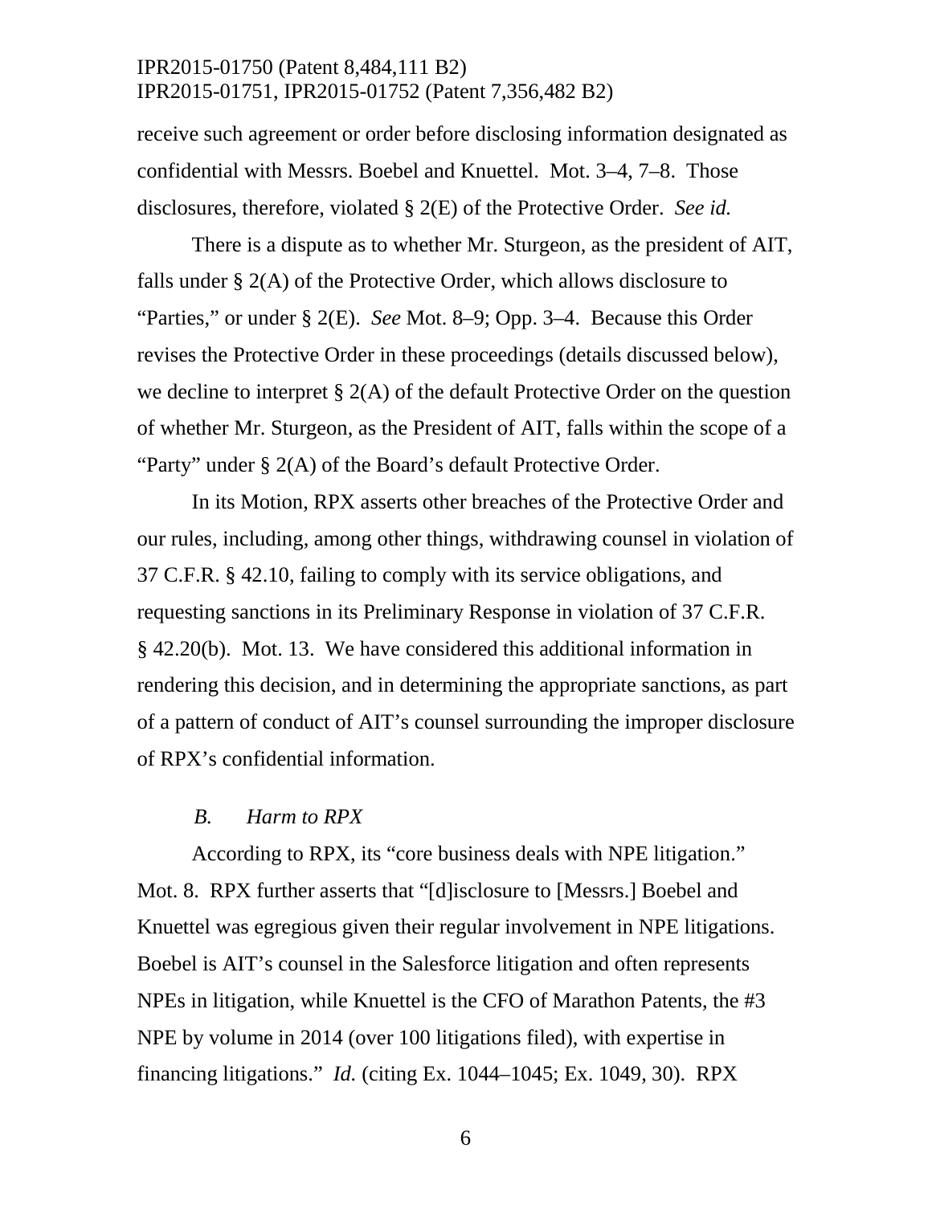receive such agreement or order before disclosing information designated as confidential with Messrs. Boebel and Knuettel. Mot. 3–4, 7–8. Those disclosures, therefore, violated § 2(E) of the Protective Order. *See id.*

There is a dispute as to whether Mr. Sturgeon, as the president of AIT, falls under § 2(A) of the Protective Order, which allows disclosure to "Parties," or under § 2(E). *See* Mot. 8–9; Opp. 3–4. Because this Order revises the Protective Order in these proceedings (details discussed below), we decline to interpret § 2(A) of the default Protective Order on the question of whether Mr. Sturgeon, as the President of AIT, falls within the scope of a "Party" under § 2(A) of the Board's default Protective Order.

In its Motion, RPX asserts other breaches of the Protective Order and our rules, including, among other things, withdrawing counsel in violation of 37 C.F.R. § 42.10, failing to comply with its service obligations, and requesting sanctions in its Preliminary Response in violation of 37 C.F.R. § 42.20(b). Mot. 13. We have considered this additional information in rendering this decision, and in determining the appropriate sanctions, as part of a pattern of conduct of AIT's counsel surrounding the improper disclosure of RPX's confidential information.

### *B. Harm to RPX*

According to RPX, its "core business deals with NPE litigation." Mot. 8. RPX further asserts that "[d]isclosure to [Messrs.] Boebel and Knuettel was egregious given their regular involvement in NPE litigations. Boebel is AIT's counsel in the Salesforce litigation and often represents NPEs in litigation, while Knuettel is the CFO of Marathon Patents, the #3 NPE by volume in 2014 (over 100 litigations filed), with expertise in financing litigations." *Id.* (citing Ex. 1044–1045; Ex. 1049, 30). RPX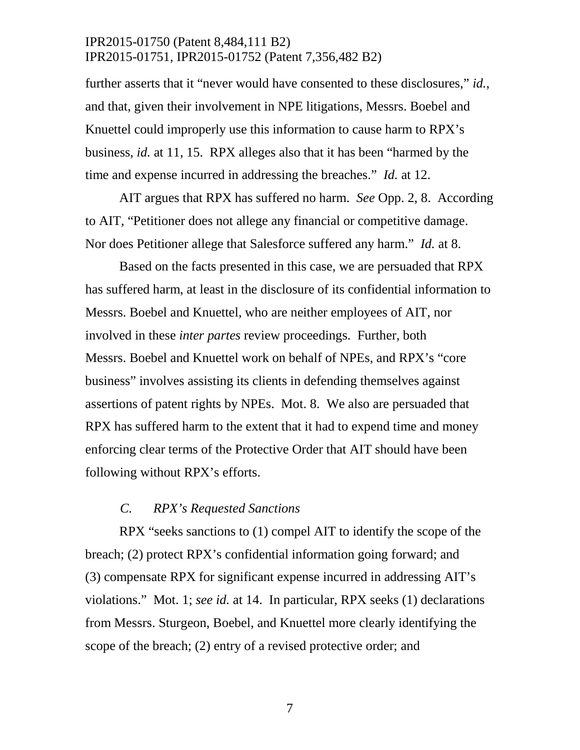further asserts that it "never would have consented to these disclosures," *id.*, and that, given their involvement in NPE litigations, Messrs. Boebel and Knuettel could improperly use this information to cause harm to RPX's business, *id.* at 11, 15. RPX alleges also that it has been "harmed by the time and expense incurred in addressing the breaches." *Id.* at 12.

AIT argues that RPX has suffered no harm. *See* Opp. 2, 8. According to AIT, "Petitioner does not allege any financial or competitive damage. Nor does Petitioner allege that Salesforce suffered any harm." *Id.* at 8.

Based on the facts presented in this case, we are persuaded that RPX has suffered harm, at least in the disclosure of its confidential information to Messrs. Boebel and Knuettel, who are neither employees of AIT, nor involved in these *inter partes* review proceedings. Further, both Messrs. Boebel and Knuettel work on behalf of NPEs, and RPX's "core business" involves assisting its clients in defending themselves against assertions of patent rights by NPEs. Mot. 8. We also are persuaded that RPX has suffered harm to the extent that it had to expend time and money enforcing clear terms of the Protective Order that AIT should have been following without RPX's efforts.

### *C. RPX's Requested Sanctions*

RPX "seeks sanctions to (1) compel AIT to identify the scope of the breach; (2) protect RPX's confidential information going forward; and (3) compensate RPX for significant expense incurred in addressing AIT's violations." Mot. 1; *see id.* at 14. In particular, RPX seeks (1) declarations from Messrs. Sturgeon, Boebel, and Knuettel more clearly identifying the scope of the breach; (2) entry of a revised protective order; and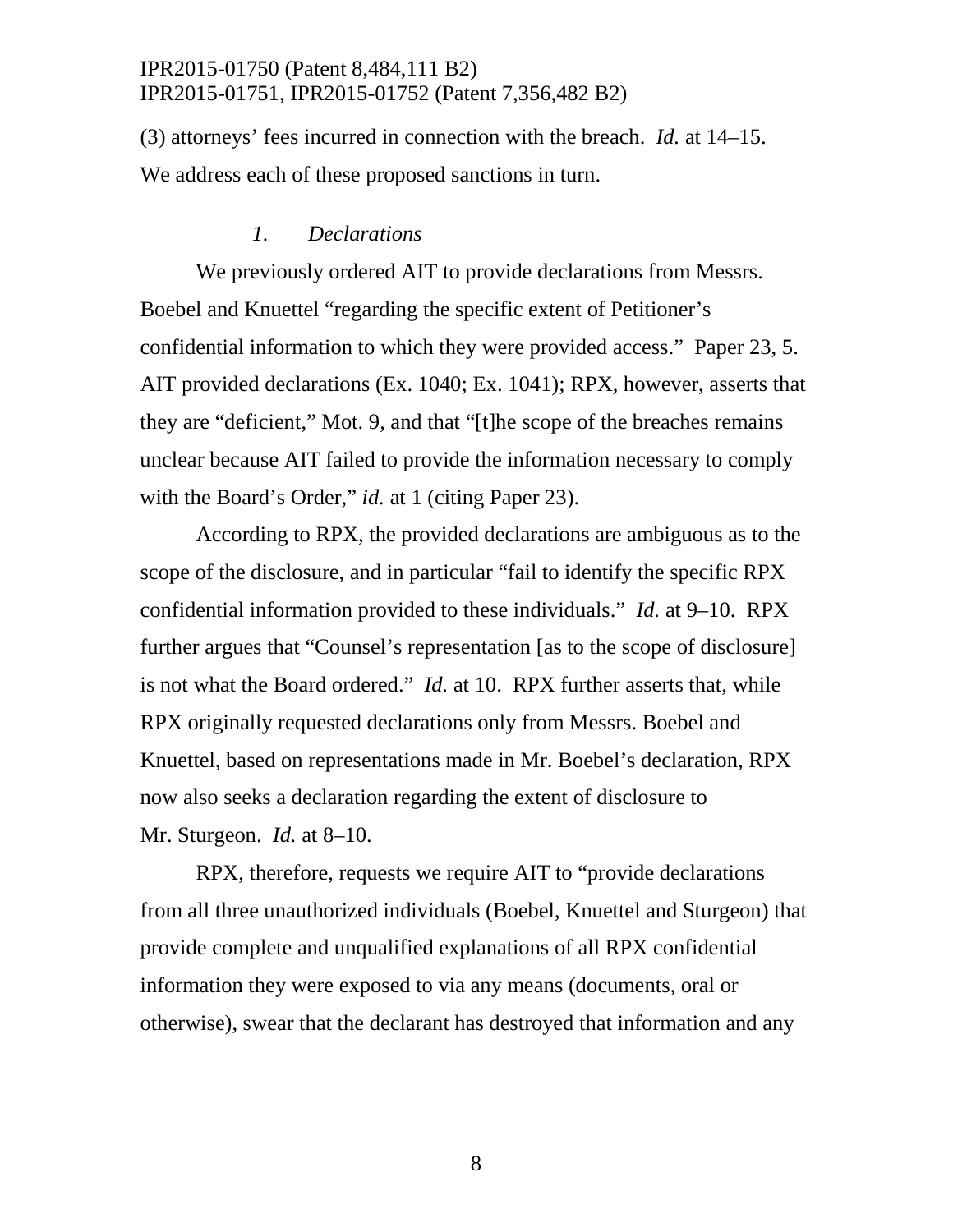(3) attorneys' fees incurred in connection with the breach. *Id.* at 14–15. We address each of these proposed sanctions in turn.

### *1. Declarations*

We previously ordered AIT to provide declarations from Messrs. Boebel and Knuettel "regarding the specific extent of Petitioner's confidential information to which they were provided access." Paper 23, 5. AIT provided declarations (Ex. 1040; Ex. 1041); RPX, however, asserts that they are "deficient," Mot. 9, and that "[t]he scope of the breaches remains unclear because AIT failed to provide the information necessary to comply with the Board's Order," *id.* at 1 (citing Paper 23).

According to RPX, the provided declarations are ambiguous as to the scope of the disclosure, and in particular "fail to identify the specific RPX confidential information provided to these individuals." *Id.* at 9–10. RPX further argues that "Counsel's representation [as to the scope of disclosure] is not what the Board ordered." *Id.* at 10. RPX further asserts that, while RPX originally requested declarations only from Messrs. Boebel and Knuettel, based on representations made in Mr. Boebel's declaration, RPX now also seeks a declaration regarding the extent of disclosure to Mr. Sturgeon. *Id.* at 8–10.

RPX, therefore, requests we require AIT to "provide declarations from all three unauthorized individuals (Boebel, Knuettel and Sturgeon) that provide complete and unqualified explanations of all RPX confidential information they were exposed to via any means (documents, oral or otherwise), swear that the declarant has destroyed that information and any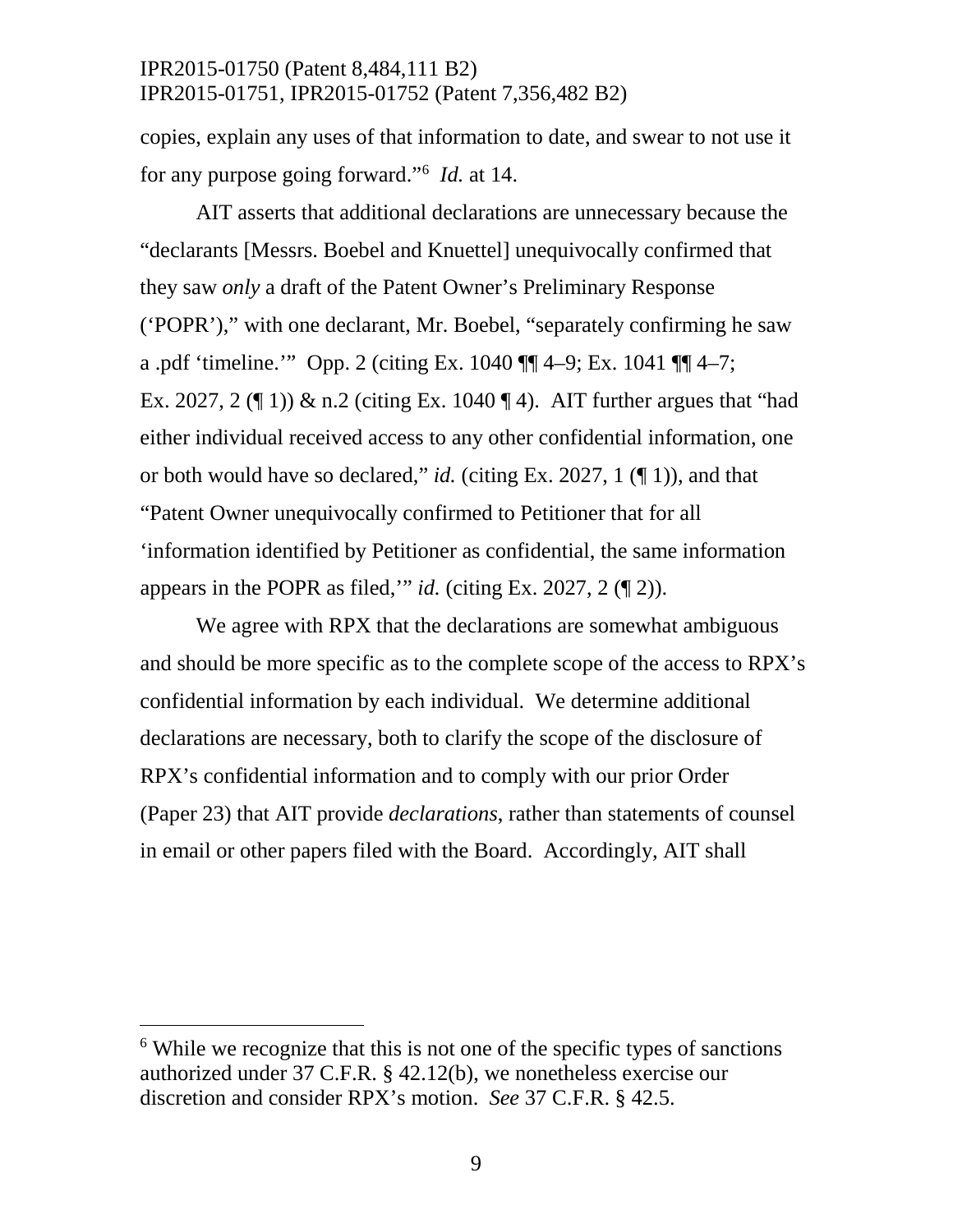copies, explain any uses of that information to date, and swear to not use it for any purpose going forward."[6] *Id.* at 14.

AIT asserts that additional declarations are unnecessary because the "declarants [Messrs. Boebel and Knuettel] unequivocally confirmed that they saw *only* a draft of the Patent Owner's Preliminary Response ('POPR')," with one declarant, Mr. Boebel, "separately confirming he saw a .pdf 'timeline.'" Opp. 2 (citing Ex. 1040 ¶¶ 4–9; Ex. 1041 ¶¶ 4–7; Ex. 2027, 2 (¶ 1)) & n.2 (citing Ex. 1040 ¶ 4). AIT further argues that "had either individual received access to any other confidential information, one or both would have so declared," *id.* (citing Ex. 2027, 1 (¶ 1)), and that "Patent Owner unequivocally confirmed to Petitioner that for all 'information identified by Petitioner as confidential, the same information appears in the POPR as filed,'" *id.* (citing Ex. 2027, 2 (¶ 2)).

We agree with RPX that the declarations are somewhat ambiguous and should be more specific as to the complete scope of the access to RPX's confidential information by each individual. We determine additional declarations are necessary, both to clarify the scope of the disclosure of RPX's confidential information and to comply with our prior Order (Paper 23) that AIT provide *declarations*, rather than statements of counsel in email or other papers filed with the Board. Accordingly, AIT shall

---

[6] While we recognize that this is not one of the specific types of sanctions authorized under 37 C.F.R. § 42.12(b), we nonetheless exercise our discretion and consider RPX's motion. *See* 37 C.F.R. § 42.5.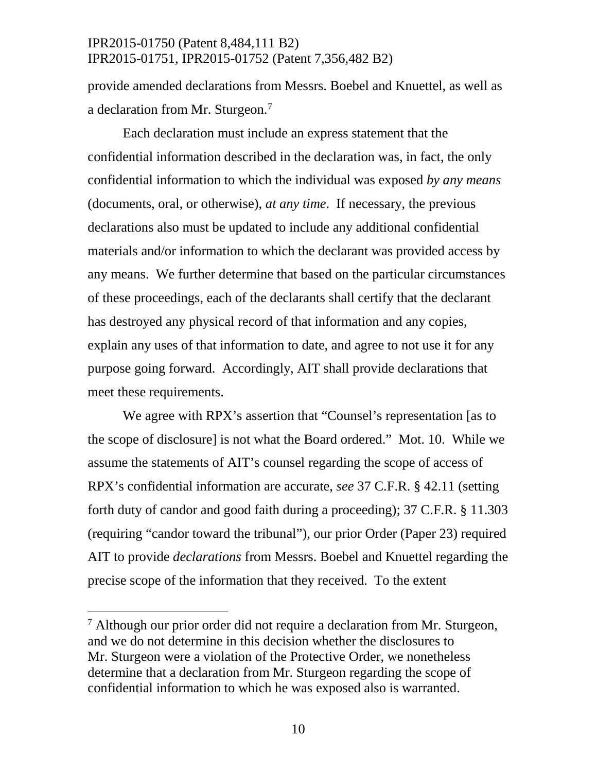provide amended declarations from Messrs. Boebel and Knuettel, as well as a declaration from Mr. Sturgeon.[7]

Each declaration must include an express statement that the confidential information described in the declaration was, in fact, the only confidential information to which the individual was exposed *by any means* (documents, oral, or otherwise), *at any time*. If necessary, the previous declarations also must be updated to include any additional confidential materials and/or information to which the declarant was provided access by any means. We further determine that based on the particular circumstances of these proceedings, each of the declarants shall certify that the declarant has destroyed any physical record of that information and any copies, explain any uses of that information to date, and agree to not use it for any purpose going forward. Accordingly, AIT shall provide declarations that meet these requirements.

We agree with RPX's assertion that "Counsel's representation [as to the scope of disclosure] is not what the Board ordered." Mot. 10. While we assume the statements of AIT's counsel regarding the scope of access of RPX's confidential information are accurate, *see* 37 C.F.R. § 42.11 (setting forth duty of candor and good faith during a proceeding); 37 C.F.R. § 11.303 (requiring "candor toward the tribunal"), our prior Order (Paper 23) required AIT to provide *declarations* from Messrs. Boebel and Knuettel regarding the precise scope of the information that they received. To the extent

[7] Although our prior order did not require a declaration from Mr. Sturgeon, and we do not determine in this decision whether the disclosures to Mr. Sturgeon were a violation of the Protective Order, we nonetheless determine that a declaration from Mr. Sturgeon regarding the scope of confidential information to which he was exposed also is warranted.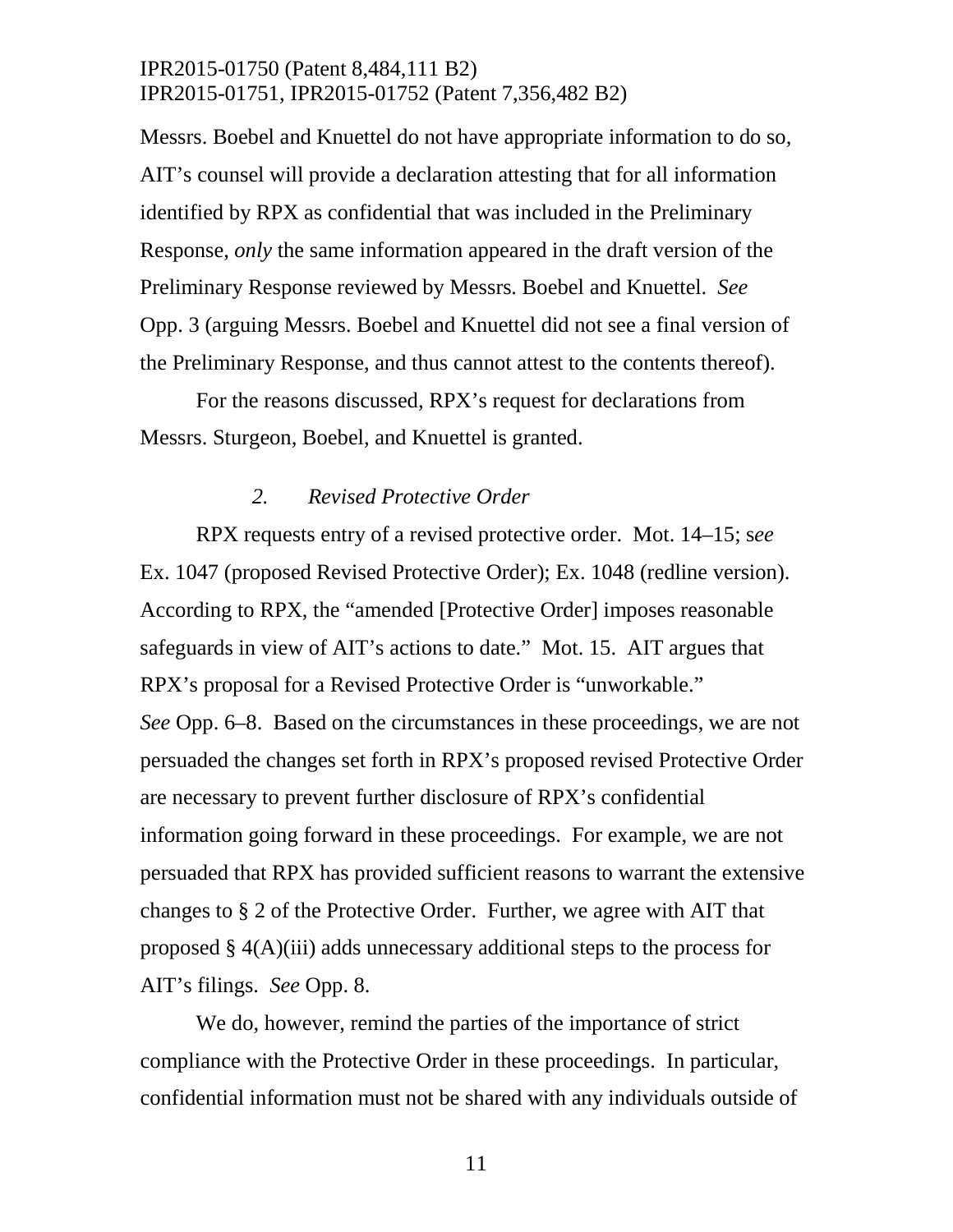Messrs. Boebel and Knuettel do not have appropriate information to do so, AIT's counsel will provide a declaration attesting that for all information identified by RPX as confidential that was included in the Preliminary Response, *only* the same information appeared in the draft version of the Preliminary Response reviewed by Messrs. Boebel and Knuettel. *See* Opp. 3 (arguing Messrs. Boebel and Knuettel did not see a final version of the Preliminary Response, and thus cannot attest to the contents thereof).

For the reasons discussed, RPX's request for declarations from Messrs. Sturgeon, Boebel, and Knuettel is granted.

### *2. Revised Protective Order*

RPX requests entry of a revised protective order. Mot. 14–15; s*ee* Ex. 1047 (proposed Revised Protective Order); Ex. 1048 (redline version). According to RPX, the "amended [Protective Order] imposes reasonable safeguards in view of AIT's actions to date." Mot. 15. AIT argues that RPX's proposal for a Revised Protective Order is "unworkable." *See* Opp. 6–8. Based on the circumstances in these proceedings, we are not persuaded the changes set forth in RPX's proposed revised Protective Order are necessary to prevent further disclosure of RPX's confidential information going forward in these proceedings. For example, we are not persuaded that RPX has provided sufficient reasons to warrant the extensive changes to § 2 of the Protective Order. Further, we agree with AIT that proposed § 4(A)(iii) adds unnecessary additional steps to the process for AIT's filings. *See* Opp. 8.

We do, however, remind the parties of the importance of strict compliance with the Protective Order in these proceedings. In particular, confidential information must not be shared with any individuals outside of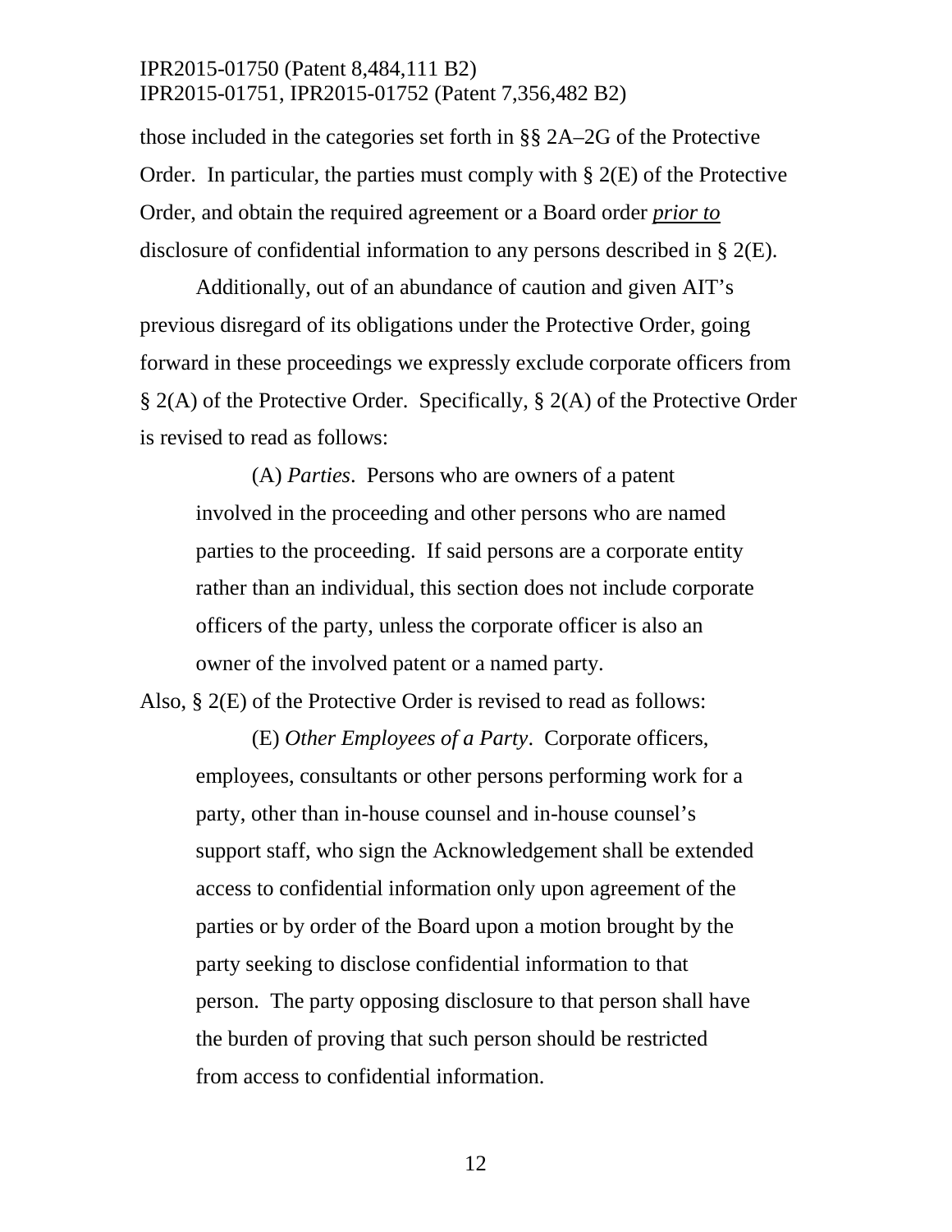those included in the categories set forth in §§ 2A–2G of the Protective Order. In particular, the parties must comply with § 2(E) of the Protective Order, and obtain the required agreement or a Board order ***prior to*** disclosure of confidential information to any persons described in § 2(E).

Additionally, out of an abundance of caution and given AIT's previous disregard of its obligations under the Protective Order, going forward in these proceedings we expressly exclude corporate officers from § 2(A) of the Protective Order. Specifically, § 2(A) of the Protective Order is revised to read as follows:

> (A) *Parties*. Persons who are owners of a patent involved in the proceeding and other persons who are named parties to the proceeding. If said persons are a corporate entity rather than an individual, this section does not include corporate officers of the party, unless the corporate officer is also an owner of the involved patent or a named party.

Also, § 2(E) of the Protective Order is revised to read as follows:

> (E) *Other Employees of a Party*. Corporate officers, employees, consultants or other persons performing work for a party, other than in-house counsel and in-house counsel's support staff, who sign the Acknowledgement shall be extended access to confidential information only upon agreement of the parties or by order of the Board upon a motion brought by the party seeking to disclose confidential information to that person. The party opposing disclosure to that person shall have the burden of proving that such person should be restricted from access to confidential information.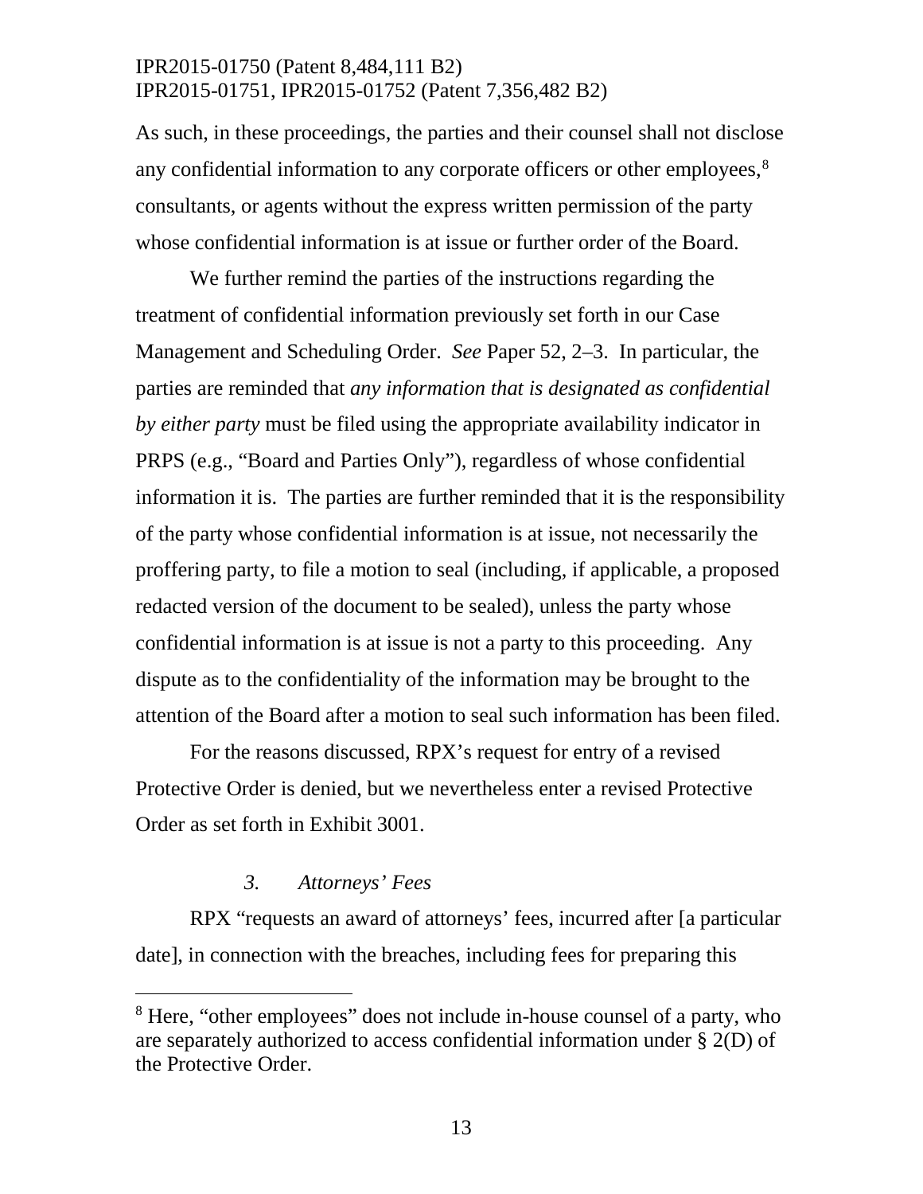As such, in these proceedings, the parties and their counsel shall not disclose any confidential information to any corporate officers or other employees,[8] consultants, or agents without the express written permission of the party whose confidential information is at issue or further order of the Board.

We further remind the parties of the instructions regarding the treatment of confidential information previously set forth in our Case Management and Scheduling Order. *See* Paper 52, 2–3. In particular, the parties are reminded that *any information that is designated as confidential by either party* must be filed using the appropriate availability indicator in PRPS (e.g., "Board and Parties Only"), regardless of whose confidential information it is. The parties are further reminded that it is the responsibility of the party whose confidential information is at issue, not necessarily the proffering party, to file a motion to seal (including, if applicable, a proposed redacted version of the document to be sealed), unless the party whose confidential information is at issue is not a party to this proceeding. Any dispute as to the confidentiality of the information may be brought to the attention of the Board after a motion to seal such information has been filed.

For the reasons discussed, RPX's request for entry of a revised Protective Order is denied, but we nevertheless enter a revised Protective Order as set forth in Exhibit 3001.

### *3. Attorneys' Fees*

RPX "requests an award of attorneys' fees, incurred after [a particular date], in connection with the breaches, including fees for preparing this

---

[8] Here, "other employees" does not include in-house counsel of a party, who are separately authorized to access confidential information under § 2(D) of the Protective Order.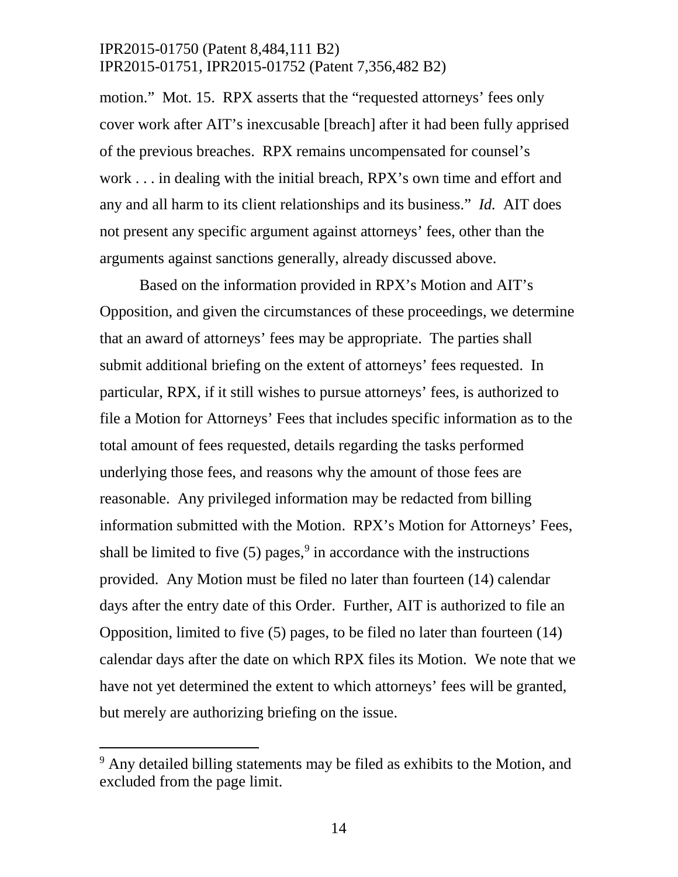motion." Mot. 15. RPX asserts that the "requested attorneys' fees only cover work after AIT's inexcusable [breach] after it had been fully apprised of the previous breaches. RPX remains uncompensated for counsel's work . . . in dealing with the initial breach, RPX's own time and effort and any and all harm to its client relationships and its business." *Id.* AIT does not present any specific argument against attorneys' fees, other than the arguments against sanctions generally, already discussed above.

Based on the information provided in RPX's Motion and AIT's Opposition, and given the circumstances of these proceedings, we determine that an award of attorneys' fees may be appropriate. The parties shall submit additional briefing on the extent of attorneys' fees requested. In particular, RPX, if it still wishes to pursue attorneys' fees, is authorized to file a Motion for Attorneys' Fees that includes specific information as to the total amount of fees requested, details regarding the tasks performed underlying those fees, and reasons why the amount of those fees are reasonable. Any privileged information may be redacted from billing information submitted with the Motion. RPX's Motion for Attorneys' Fees, shall be limited to five (5) pages,[9] in accordance with the instructions provided. Any Motion must be filed no later than fourteen (14) calendar days after the entry date of this Order. Further, AIT is authorized to file an Opposition, limited to five (5) pages, to be filed no later than fourteen (14) calendar days after the date on which RPX files its Motion. We note that we have not yet determined the extent to which attorneys' fees will be granted, but merely are authorizing briefing on the issue.

---

[9] Any detailed billing statements may be filed as exhibits to the Motion, and excluded from the page limit.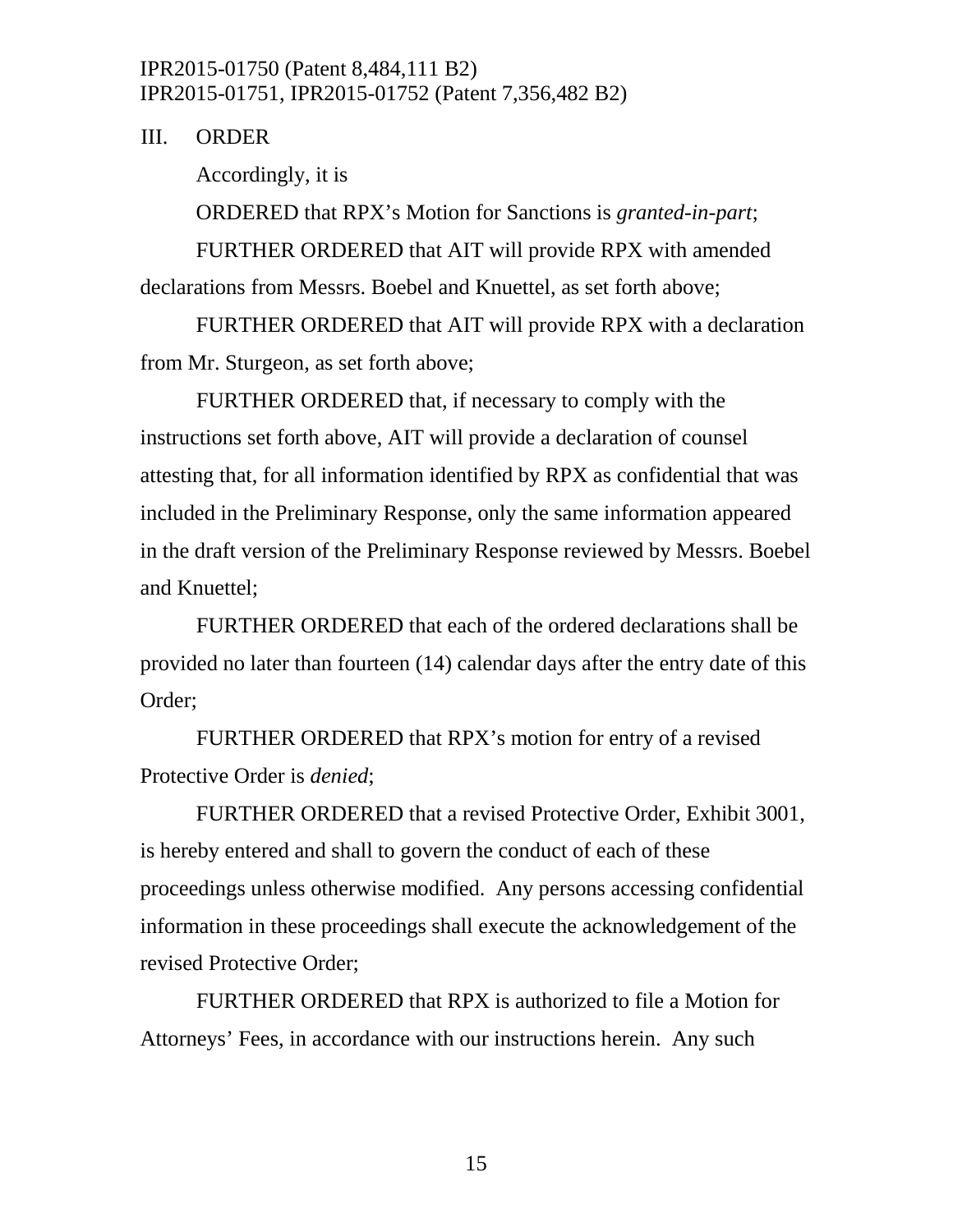## III. ORDER

Accordingly, it is

ORDERED that RPX's Motion for Sanctions is *granted-in-part*;

FURTHER ORDERED that AIT will provide RPX with amended declarations from Messrs. Boebel and Knuettel, as set forth above;

FURTHER ORDERED that AIT will provide RPX with a declaration from Mr. Sturgeon, as set forth above;

FURTHER ORDERED that, if necessary to comply with the instructions set forth above, AIT will provide a declaration of counsel attesting that, for all information identified by RPX as confidential that was included in the Preliminary Response, only the same information appeared in the draft version of the Preliminary Response reviewed by Messrs. Boebel and Knuettel;

FURTHER ORDERED that each of the ordered declarations shall be provided no later than fourteen (14) calendar days after the entry date of this Order;

FURTHER ORDERED that RPX's motion for entry of a revised Protective Order is *denied*;

FURTHER ORDERED that a revised Protective Order, Exhibit 3001, is hereby entered and shall to govern the conduct of each of these proceedings unless otherwise modified. Any persons accessing confidential information in these proceedings shall execute the acknowledgement of the revised Protective Order;

FURTHER ORDERED that RPX is authorized to file a Motion for Attorneys' Fees, in accordance with our instructions herein. Any such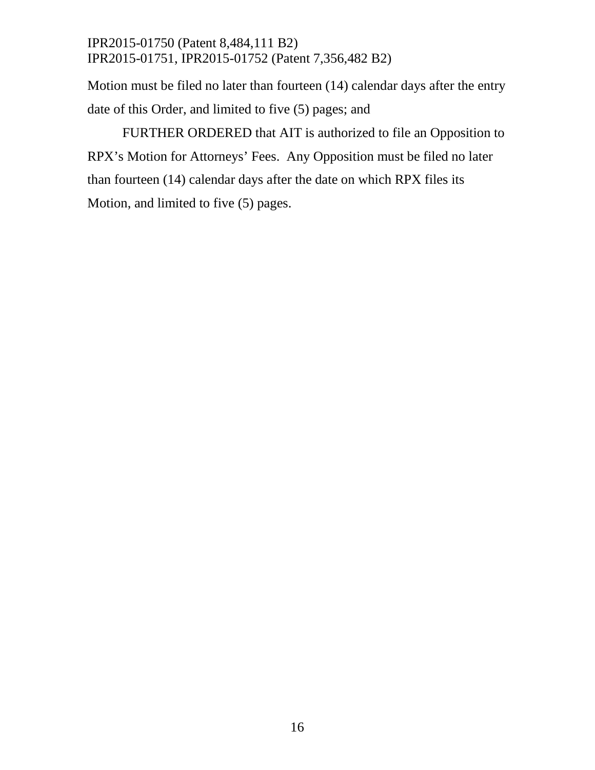Motion must be filed no later than fourteen (14) calendar days after the entry date of this Order, and limited to five (5) pages; and

FURTHER ORDERED that AIT is authorized to file an Opposition to RPX's Motion for Attorneys' Fees. Any Opposition must be filed no later than fourteen (14) calendar days after the date on which RPX files its Motion, and limited to five (5) pages.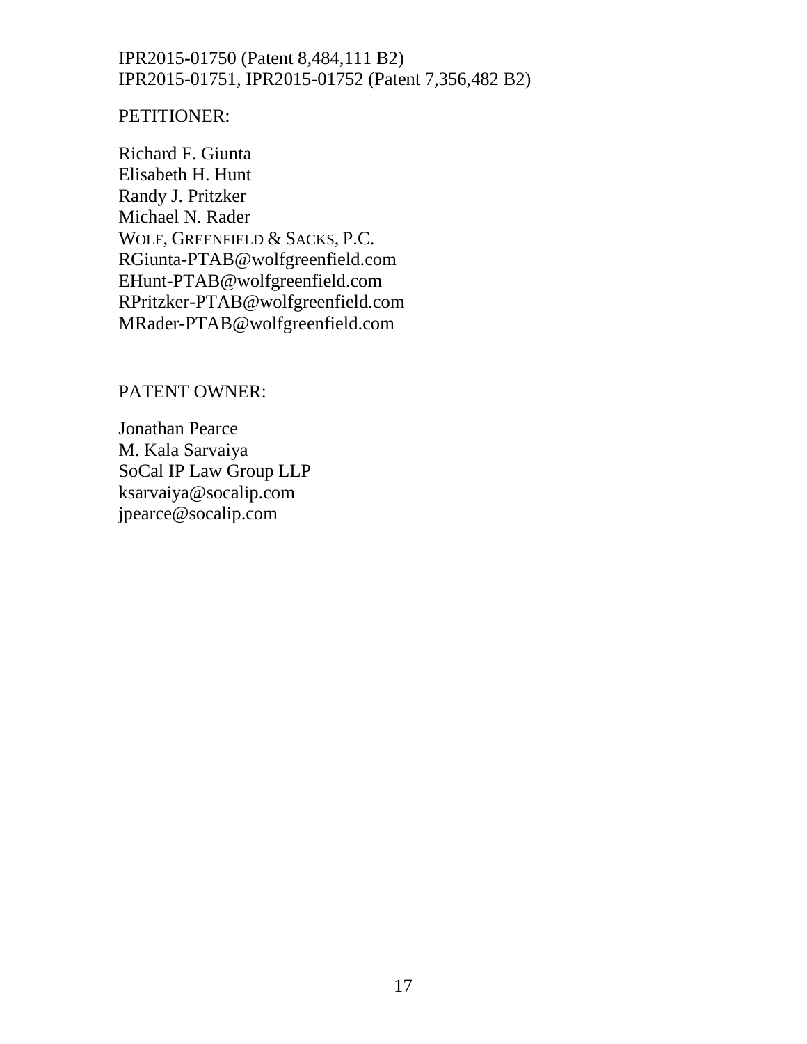IPR2015-01750 (Patent 8,484,111 B2)
IPR2015-01751, IPR2015-01752 (Patent 7,356,482 B2)

PETITIONER:

Richard F. Giunta
Elisabeth H. Hunt
Randy J. Pritzker
Michael N. Rader
WOLF, GREENFIELD & SACKS, P.C.
RGiunta-PTAB@wolfgreenfield.com
EHunt-PTAB@wolfgreenfield.com
RPritzker-PTAB@wolfgreenfield.com
MRader-PTAB@wolfgreenfield.com

PATENT OWNER:

Jonathan Pearce
M. Kala Sarvaiya
SoCal IP Law Group LLP
ksarvaiya@socalip.com
jpearce@socalip.com